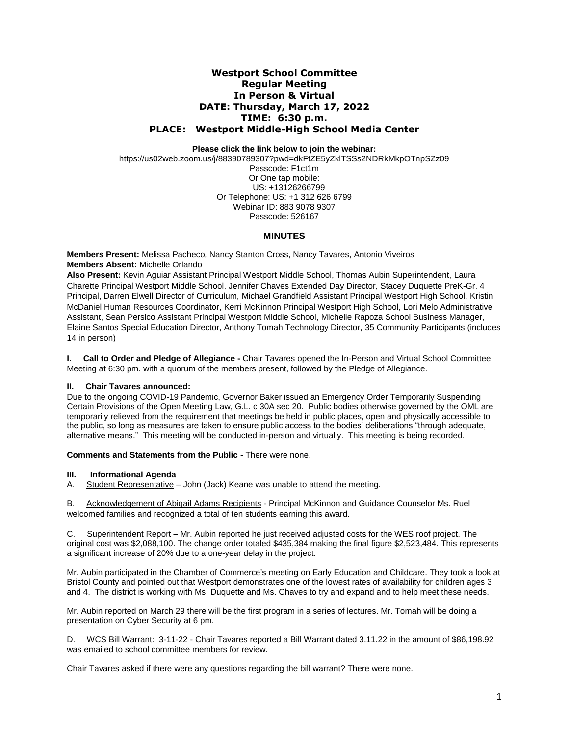# Westport School Committee
## Regular Meeting
## In Person & Virtual
## DATE: Thursday, March 17, 2022
## TIME: 6:30 p.m.
## PLACE: Westport Middle-High School Media Center

**Please click the link below to join the webinar:**

https://us02web.zoom.us/j/88390789307?pwd=dkFtZE5yZklTSSs2NDRkMkpOTnpSZz09

Passcode: F1ct1m

Or One tap mobile:

US: +13126266799

Or Telephone: US: +1 312 626 6799

Webinar ID: 883 9078 9307

Passcode: 526167

## MINUTES

**Members Present:** Melissa Pacheco, Nancy Stanton Cross, Nancy Tavares, Antonio Viveiros

**Members Absent:** Michelle Orlando

**Also Present:** Kevin Aguiar Assistant Principal Westport Middle School, Thomas Aubin Superintendent, Laura Charette Principal Westport Middle School, Jennifer Chaves Extended Day Director, Stacey Duquette PreK-Gr. 4 Principal, Darren Elwell Director of Curriculum, Michael Grandfield Assistant Principal Westport High School, Kristin McDaniel Human Resources Coordinator, Kerri McKinnon Principal Westport High School, Lori Melo Administrative Assistant, Sean Persico Assistant Principal Westport Middle School, Michelle Rapoza School Business Manager, Elaine Santos Special Education Director, Anthony Tomah Technology Director, 35 Community Participants (includes 14 in person)

**I. Call to Order and Pledge of Allegiance -** Chair Tavares opened the In-Person and Virtual School Committee Meeting at 6:30 pm. with a quorum of the members present, followed by the Pledge of Allegiance.

**II. Chair Tavares announced:**

Due to the ongoing COVID-19 Pandemic, Governor Baker issued an Emergency Order Temporarily Suspending Certain Provisions of the Open Meeting Law, G.L. c 30A sec 20. Public bodies otherwise governed by the OML are temporarily relieved from the requirement that meetings be held in public places, open and physically accessible to the public, so long as measures are taken to ensure public access to the bodies' deliberations "through adequate, alternative means." This meeting will be conducted in-person and virtually. This meeting is being recorded.

**Comments and Statements from the Public -** There were none.

**III. Informational Agenda**

A. Student Representative – John (Jack) Keane was unable to attend the meeting.

B. Acknowledgement of Abigail Adams Recipients - Principal McKinnon and Guidance Counselor Ms. Ruel welcomed families and recognized a total of ten students earning this award.

C. Superintendent Report – Mr. Aubin reported he just received adjusted costs for the WES roof project. The original cost was $2,088,100. The change order totaled $435,384 making the final figure $2,523,484. This represents a significant increase of 20% due to a one-year delay in the project.

Mr. Aubin participated in the Chamber of Commerce's meeting on Early Education and Childcare. They took a look at Bristol County and pointed out that Westport demonstrates one of the lowest rates of availability for children ages 3 and 4. The district is working with Ms. Duquette and Ms. Chaves to try and expand and to help meet these needs.

Mr. Aubin reported on March 29 there will be the first program in a series of lectures. Mr. Tomah will be doing a presentation on Cyber Security at 6 pm.

D. WCS Bill Warrant: 3-11-22 - Chair Tavares reported a Bill Warrant dated 3.11.22 in the amount of $86,198.92 was emailed to school committee members for review.

Chair Tavares asked if there were any questions regarding the bill warrant? There were none.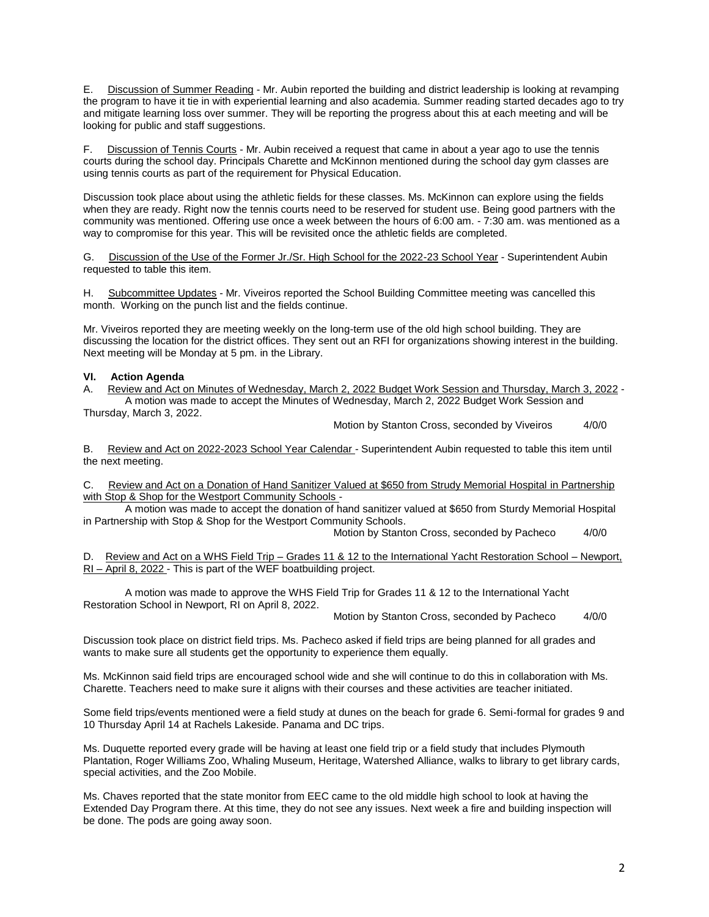E. Discussion of Summer Reading - Mr. Aubin reported the building and district leadership is looking at revamping the program to have it tie in with experiential learning and also academia. Summer reading started decades ago to try and mitigate learning loss over summer. They will be reporting the progress about this at each meeting and will be looking for public and staff suggestions.

F. Discussion of Tennis Courts - Mr. Aubin received a request that came in about a year ago to use the tennis courts during the school day. Principals Charette and McKinnon mentioned during the school day gym classes are using tennis courts as part of the requirement for Physical Education.

Discussion took place about using the athletic fields for these classes. Ms. McKinnon can explore using the fields when they are ready. Right now the tennis courts need to be reserved for student use. Being good partners with the community was mentioned. Offering use once a week between the hours of 6:00 am. - 7:30 am. was mentioned as a way to compromise for this year. This will be revisited once the athletic fields are completed.

G. Discussion of the Use of the Former Jr./Sr. High School for the 2022-23 School Year - Superintendent Aubin requested to table this item.

H. Subcommittee Updates - Mr. Viveiros reported the School Building Committee meeting was cancelled this month. Working on the punch list and the fields continue.

Mr. Viveiros reported they are meeting weekly on the long-term use of the old high school building. They are discussing the location for the district offices. They sent out an RFI for organizations showing interest in the building. Next meeting will be Monday at 5 pm. in the Library.

**VI. Action Agenda**

A. Review and Act on Minutes of Wednesday, March 2, 2022 Budget Work Session and Thursday, March 3, 2022 - A motion was made to accept the Minutes of Wednesday, March 2, 2022 Budget Work Session and Thursday, March 3, 2022.

Motion by Stanton Cross, seconded by Viveiros 4/0/0

B. Review and Act on 2022-2023 School Year Calendar - Superintendent Aubin requested to table this item until the next meeting.

C. Review and Act on a Donation of Hand Sanitizer Valued at $650 from Strudy Memorial Hospital in Partnership with Stop & Shop for the Westport Community Schools -

A motion was made to accept the donation of hand sanitizer valued at $650 from Sturdy Memorial Hospital in Partnership with Stop & Shop for the Westport Community Schools.

Motion by Stanton Cross, seconded by Pacheco 4/0/0

D. Review and Act on a WHS Field Trip – Grades 11 & 12 to the International Yacht Restoration School – Newport, RI – April 8, 2022 - This is part of the WEF boatbuilding project.

A motion was made to approve the WHS Field Trip for Grades 11 & 12 to the International Yacht Restoration School in Newport, RI on April 8, 2022.

Motion by Stanton Cross, seconded by Pacheco 4/0/0

Discussion took place on district field trips. Ms. Pacheco asked if field trips are being planned for all grades and wants to make sure all students get the opportunity to experience them equally.

Ms. McKinnon said field trips are encouraged school wide and she will continue to do this in collaboration with Ms. Charette. Teachers need to make sure it aligns with their courses and these activities are teacher initiated.

Some field trips/events mentioned were a field study at dunes on the beach for grade 6. Semi-formal for grades 9 and 10 Thursday April 14 at Rachels Lakeside. Panama and DC trips.

Ms. Duquette reported every grade will be having at least one field trip or a field study that includes Plymouth Plantation, Roger Williams Zoo, Whaling Museum, Heritage, Watershed Alliance, walks to library to get library cards, special activities, and the Zoo Mobile.

Ms. Chaves reported that the state monitor from EEC came to the old middle high school to look at having the Extended Day Program there. At this time, they do not see any issues. Next week a fire and building inspection will be done. The pods are going away soon.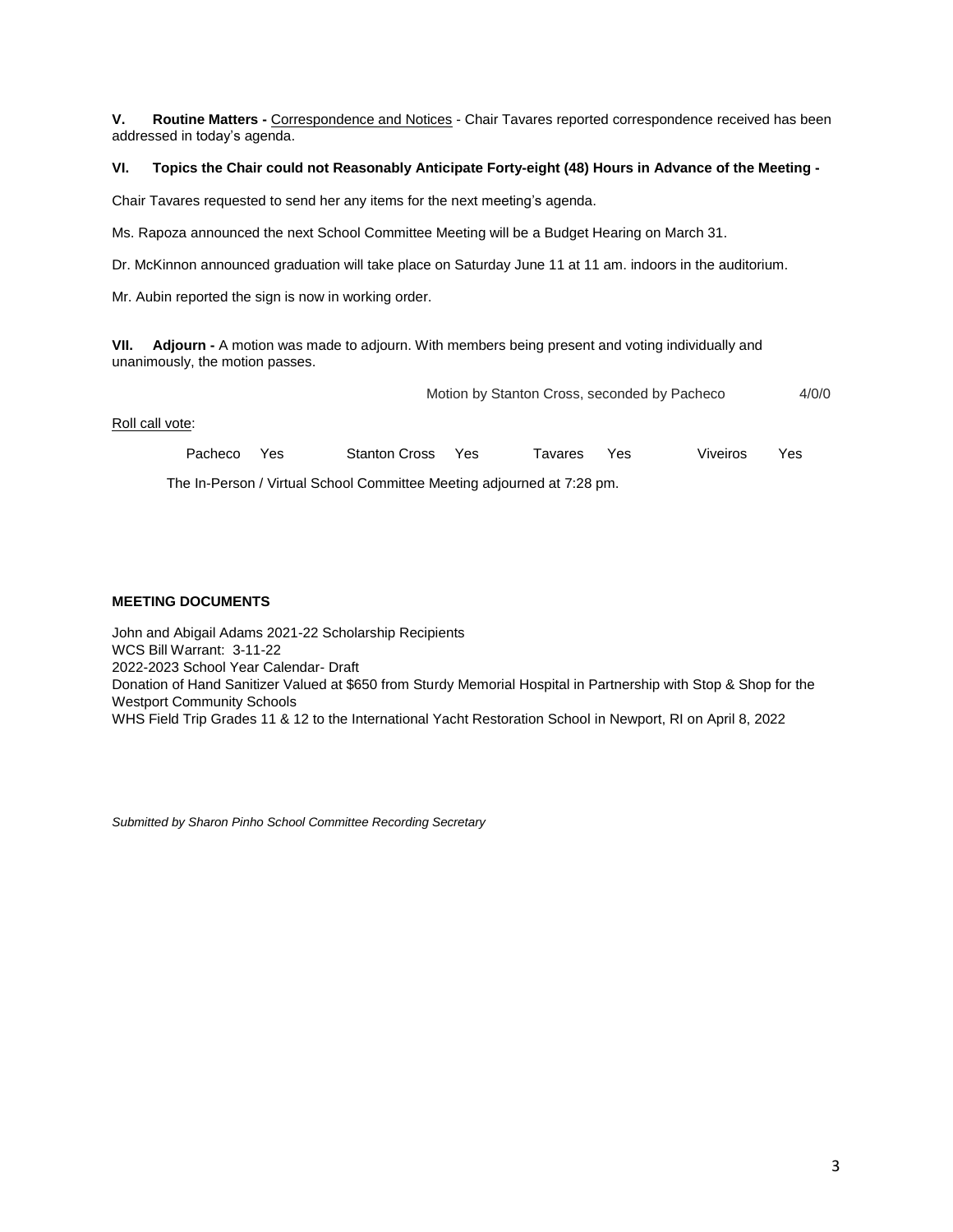**V. Routine Matters -** Correspondence and Notices - Chair Tavares reported correspondence received has been addressed in today's agenda.

**VI. Topics the Chair could not Reasonably Anticipate Forty-eight (48) Hours in Advance of the Meeting -**

Chair Tavares requested to send her any items for the next meeting's agenda.

Ms. Rapoza announced the next School Committee Meeting will be a Budget Hearing on March 31.

Dr. McKinnon announced graduation will take place on Saturday June 11 at 11 am. indoors in the auditorium.

Mr. Aubin reported the sign is now in working order.

**VII. Adjourn -** A motion was made to adjourn. With members being present and voting individually and unanimously, the motion passes.

Motion by Stanton Cross, seconded by Pacheco 4/0/0

Roll call vote:

| | | | | | | | |
|---|---|---|---|---|---|---|---|
| Pacheco | Yes | Stanton Cross | Yes | Tavares | Yes | Viveiros | Yes |

The In-Person / Virtual School Committee Meeting adjourned at 7:28 pm.

**MEETING DOCUMENTS**

John and Abigail Adams 2021-22 Scholarship Recipients
WCS Bill Warrant: 3-11-22
2022-2023 School Year Calendar- Draft
Donation of Hand Sanitizer Valued at $650 from Sturdy Memorial Hospital in Partnership with Stop & Shop for the Westport Community Schools
WHS Field Trip Grades 11 & 12 to the International Yacht Restoration School in Newport, RI on April 8, 2022

*Submitted by Sharon Pinho School Committee Recording Secretary*